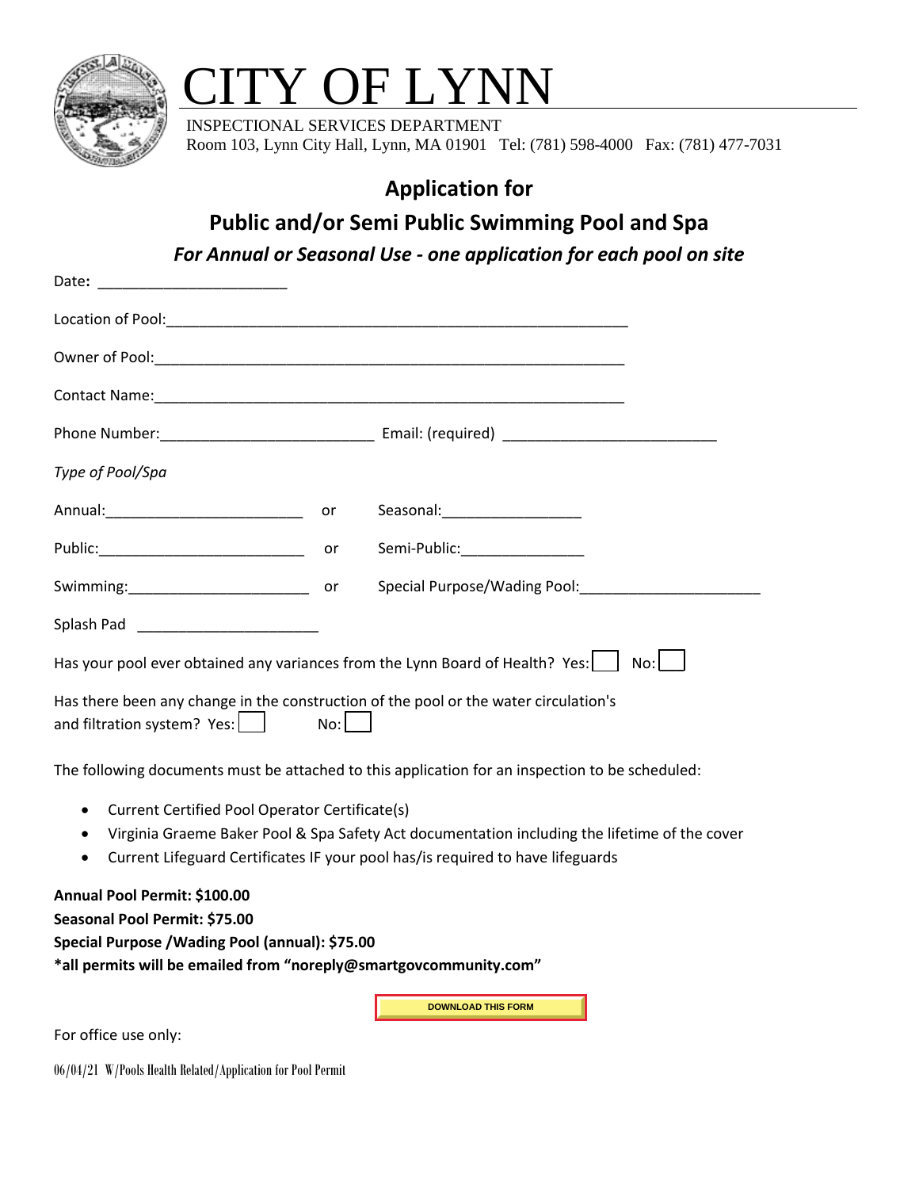# CITY OF LYNN

INSPECTIONAL SERVICES DEPARTMENT
Room 103, Lynn City Hall, Lynn, MA 01901 Tel: (781) 598-4000 Fax: (781) 477-7031

## Application for

## Public and/or Semi Public Swimming Pool and Spa

***For Annual or Seasonal Use - one application for each pool on site***

Date: ______________________

Location of Pool: ______________________________________________________

Owner of Pool: ______________________________________________________

Contact Name: ______________________________________________________

Phone Number: ________________________ Email: (required) ________________________

*Type of Pool/Spa*

Annual: ______________________ or Seasonal: ________________

Public: ______________________ or Semi-Public: ______________

Swimming: ____________________ or Special Purpose/Wading Pool: ____________________

Splash Pad ____________________

Has your pool ever obtained any variances from the Lynn Board of Health? Yes: ☐ No: ☐

Has there been any change in the construction of the pool or the water circulation's and filtration system? Yes: ☐ No: ☐

The following documents must be attached to this application for an inspection to be scheduled:

- Current Certified Pool Operator Certificate(s)
- Virginia Graeme Baker Pool & Spa Safety Act documentation including the lifetime of the cover
- Current Lifeguard Certificates IF your pool has/is required to have lifeguards

**Annual Pool Permit: $100.00**
**Seasonal Pool Permit: $75.00**
**Special Purpose /Wading Pool (annual): $75.00**
**\*all permits will be emailed from "noreply@smartgovcommunity.com"**

DOWNLOAD THIS FORM

For office use only:

06/04/21 W/Pools Health Related/Application for Pool Permit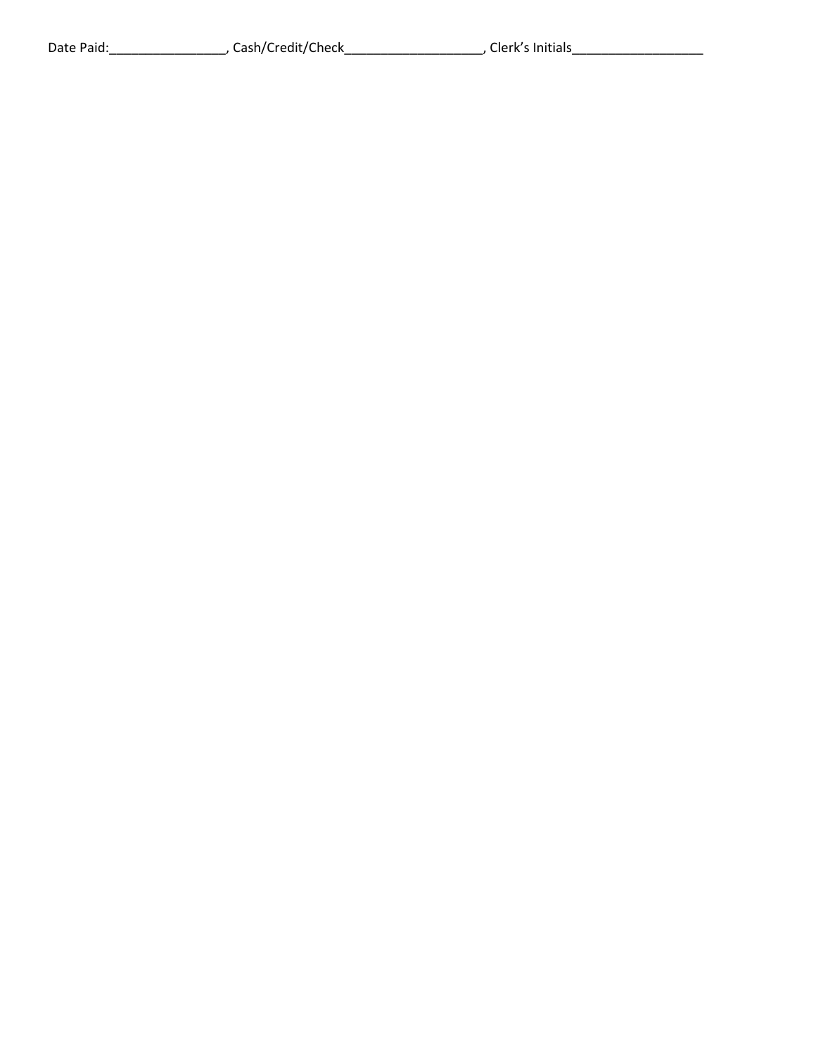Date Paid:________________, Cash/Credit/Check___________________, Clerk's Initials__________________